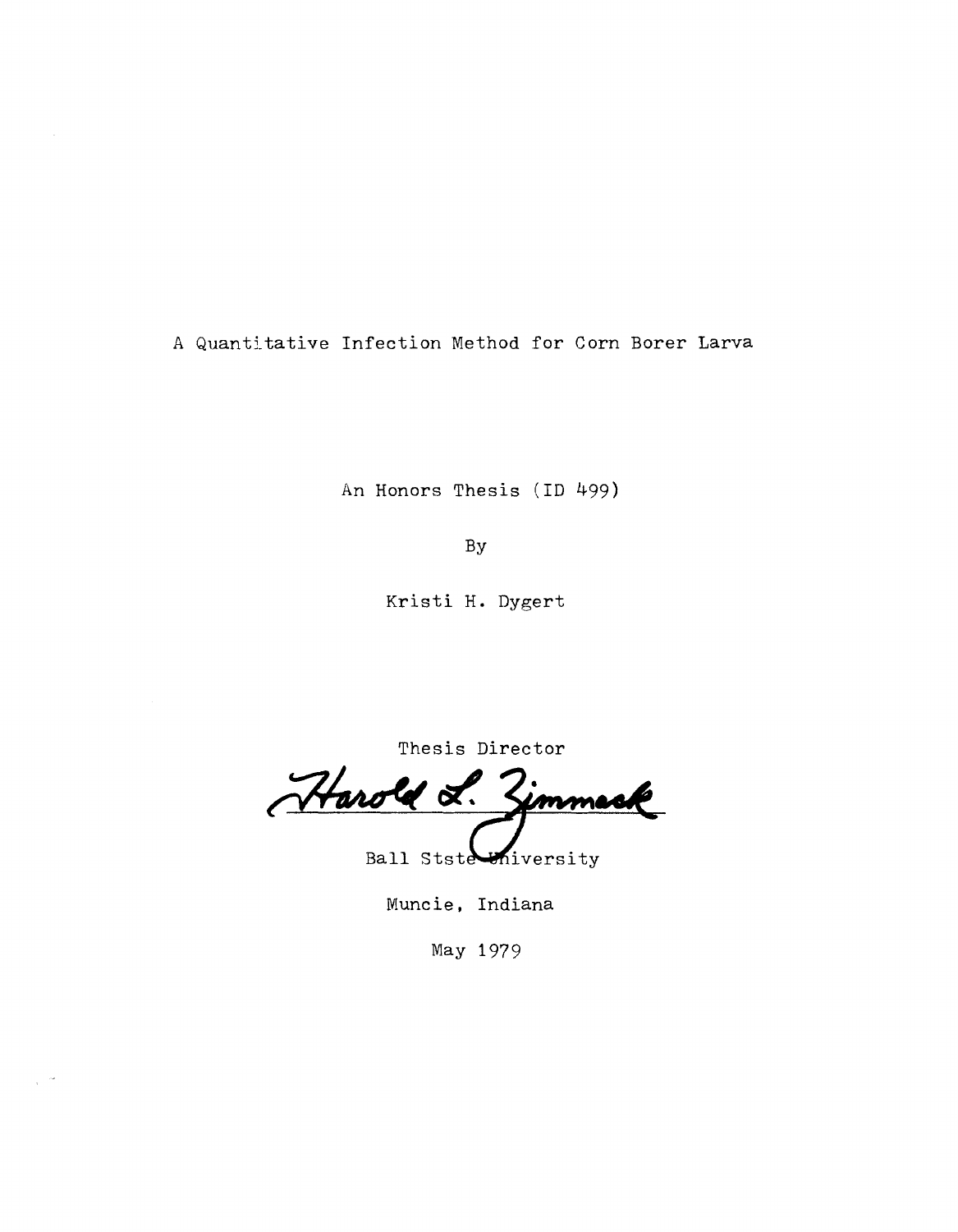# A Quantitative Infection Method for Corn Borer Larva

An Honors Thesis (ID 499)

By

Kristi H. Dygert

Thesis Director

Harold L. Zimmack

Ball Ststе University

Muncie, Indiana

May 1979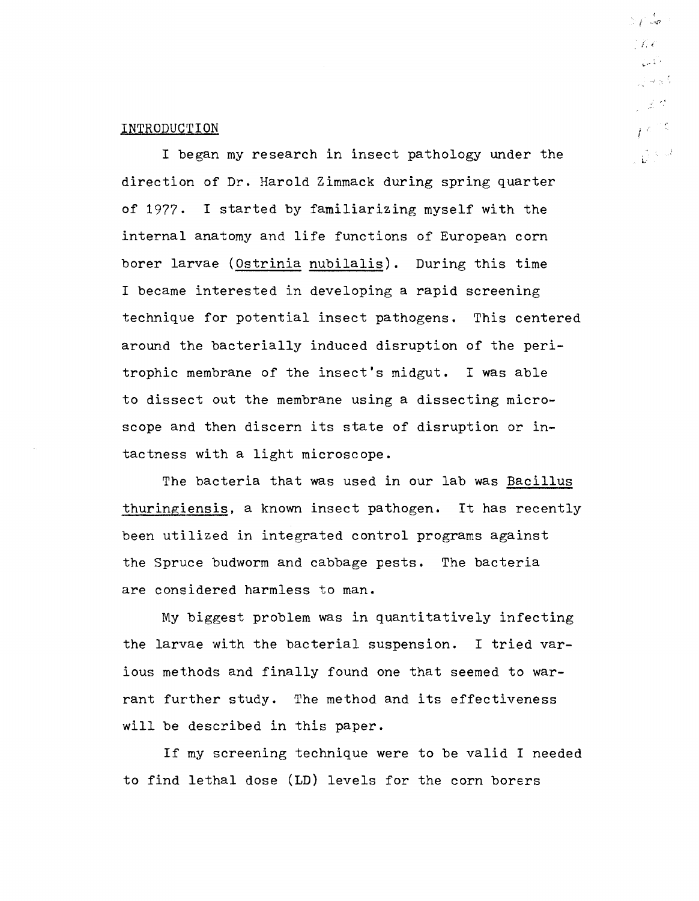## INTRODUCTION

I began my research in insect pathology under the direction of Dr. Harold Zimmack during spring quarter of 1977. I started by familiarizing myself with the internal anatomy and life functions of European corn borer larvae (*Ostrinia nubilalis*). During this time I became interested in developing a rapid screening technique for potential insect pathogens. This centered around the bacterially induced disruption of the peritrophic membrane of the insect's midgut. I was able to dissect out the membrane using a dissecting microscope and then discern its state of disruption or intactness with a light microscope.

The bacteria that was used in our lab was *Bacillus thuringiensis*, a known insect pathogen. It has recently been utilized in integrated control programs against the Spruce budworm and cabbage pests. The bacteria are considered harmless to man.

My biggest problem was in quantitatively infecting the larvae with the bacterial suspension. I tried various methods and finally found one that seemed to warrant further study. The method and its effectiveness will be described in this paper.

If my screening technique were to be valid I needed to find lethal dose (LD) levels for the corn borers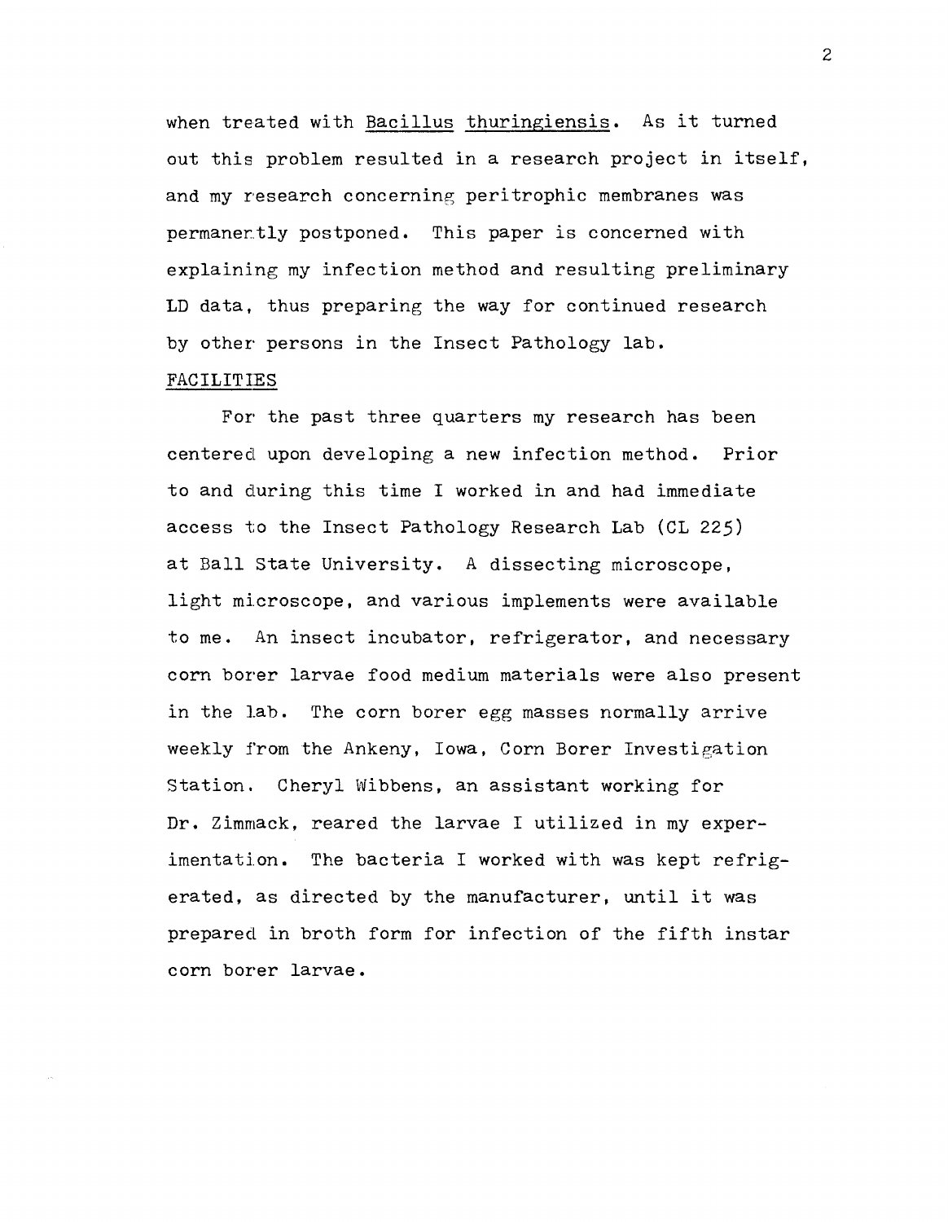when treated with *Bacillus thuringiensis*. As it turned out this problem resulted in a research project in itself, and my research concerning peritrophic membranes was permanently postponed. This paper is concerned with explaining my infection method and resulting preliminary LD data, thus preparing the way for continued research by other persons in the Insect Pathology lab.

## FACILITIES

For the past three quarters my research has been centered upon developing a new infection method. Prior to and during this time I worked in and had immediate access to the Insect Pathology Research Lab (CL 225) at Ball State University. A dissecting microscope, light microscope, and various implements were available to me. An insect incubator, refrigerator, and necessary corn borer larvae food medium materials were also present in the lab. The corn borer egg masses normally arrive weekly from the Ankeny, Iowa, Corn Borer Investigation Station. Cheryl Wibbens, an assistant working for Dr. Zimmack, reared the larvae I utilized in my experimentation. The bacteria I worked with was kept refrigerated, as directed by the manufacturer, until it was prepared in broth form for infection of the fifth instar corn borer larvae.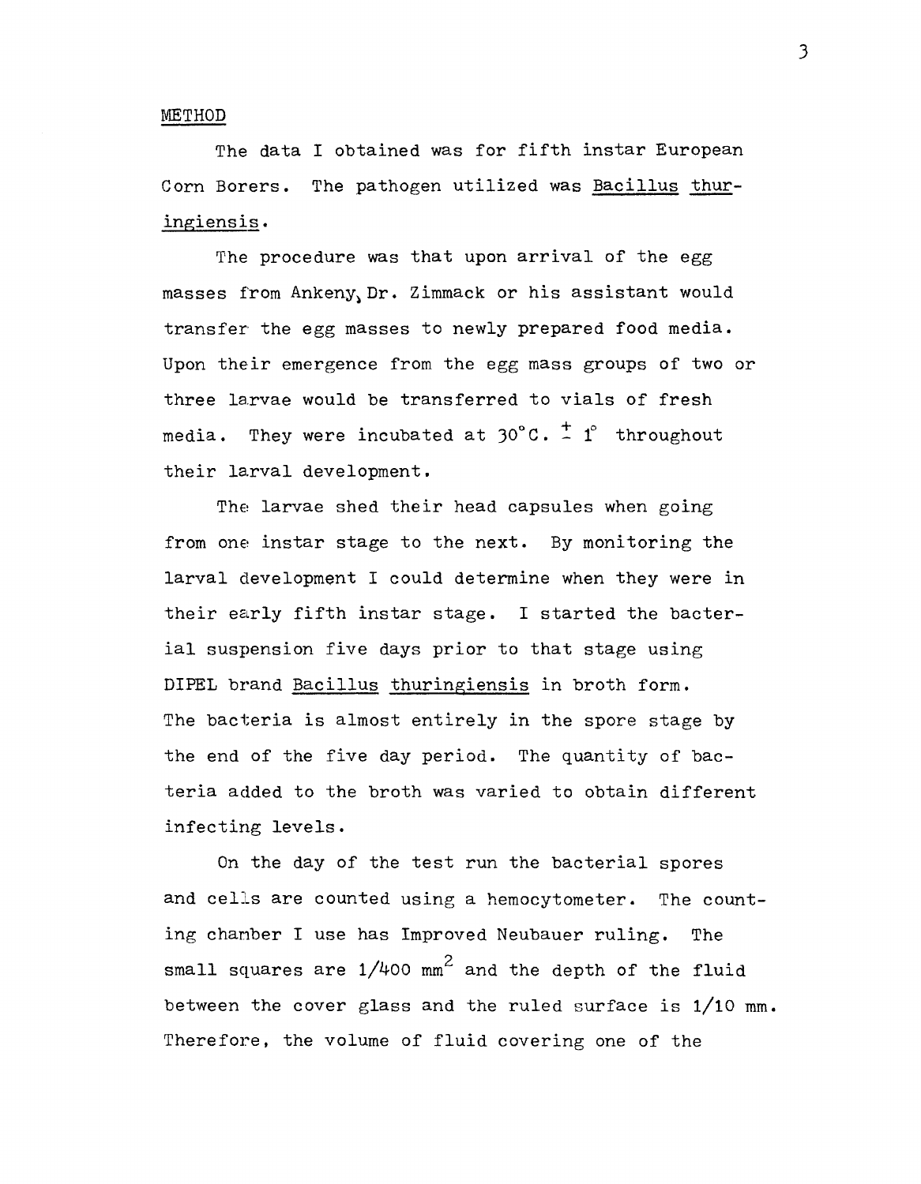## METHOD

The data I obtained was for fifth instar European Corn Borers. The pathogen utilized was Bacillus thuringiensis.

The procedure was that upon arrival of the egg masses from Ankeny, Dr. Zimmack or his assistant would transfer the egg masses to newly prepared food media. Upon their emergence from the egg mass groups of two or three larvae would be transferred to vials of fresh media. They were incubated at $30^\circ C. \pm 1^\circ$ throughout their larval development.

The larvae shed their head capsules when going from one instar stage to the next. By monitoring the larval development I could determine when they were in their early fifth instar stage. I started the bacterial suspension five days prior to that stage using DIPEL brand Bacillus thuringiensis in broth form. The bacteria is almost entirely in the spore stage by the end of the five day period. The quantity of bacteria added to the broth was varied to obtain different infecting levels.

On the day of the test run the bacterial spores and cells are counted using a hemocytometer. The counting chamber I use has Improved Neubauer ruling. The small squares are $1/400 \text{ mm}^2$ and the depth of the fluid between the cover glass and the ruled surface is $1/10$ mm. Therefore, the volume of fluid covering one of the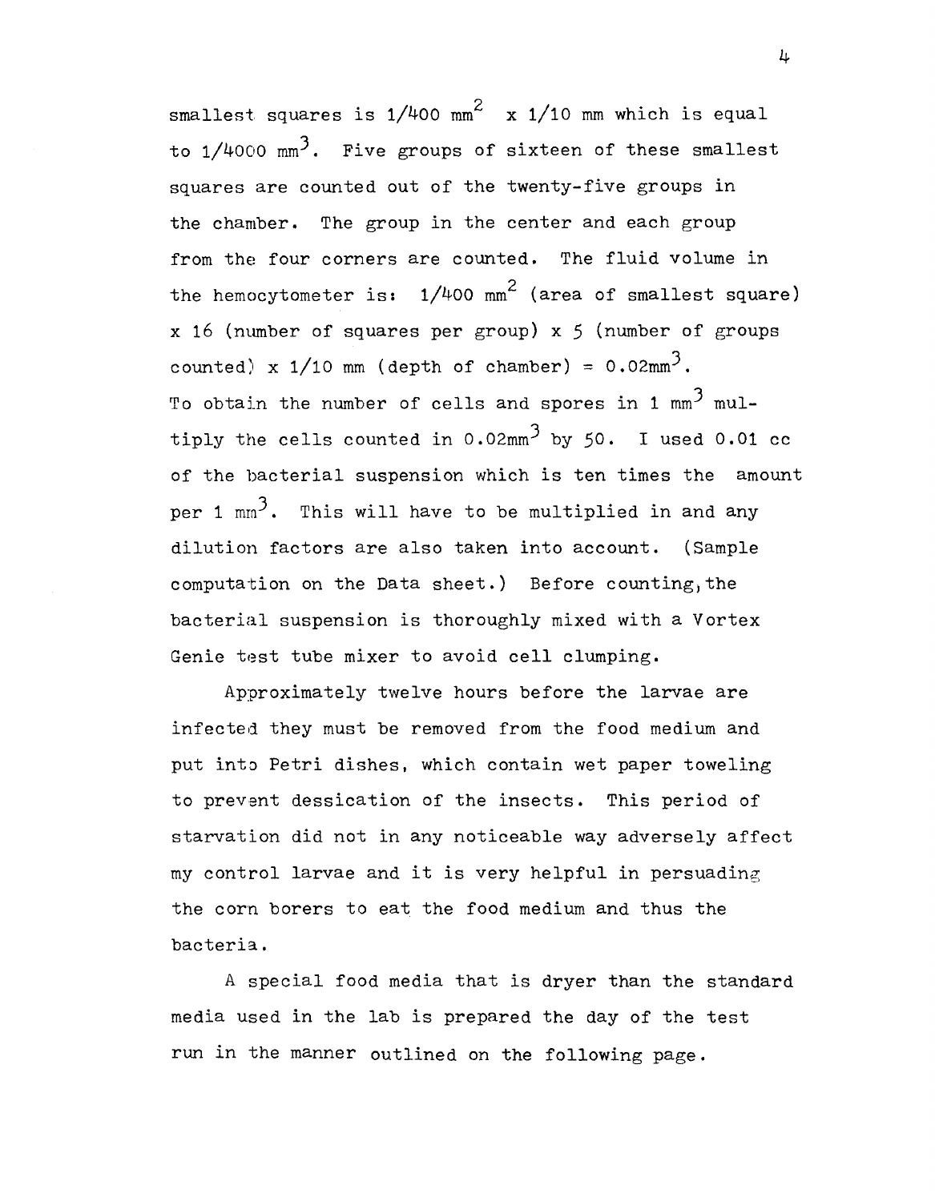smallest squares is $1/400$ $mm^2$ x $1/10$ mm which is equal to $1/4000$ $mm^3$. Five groups of sixteen of these smallest squares are counted out of the twenty-five groups in the chamber. The group in the center and each group from the four corners are counted. The fluid volume in the hemocytometer is: $1/400$ $mm^2$ (area of smallest square) x 16 (number of squares per group) x 5 (number of groups counted) x $1/10$ mm (depth of chamber) = $0.02mm^3$. To obtain the number of cells and spores in 1 $mm^3$ multiply the cells counted in $0.02mm^3$ by 50. I used 0.01 cc of the bacterial suspension which is ten times the amount per 1 $mm^3$. This will have to be multiplied in and any dilution factors are also taken into account. (Sample computation on the Data sheet.) Before counting, the bacterial suspension is thoroughly mixed with a Vortex Genie test tube mixer to avoid cell clumping.

Approximately twelve hours before the larvae are infected they must be removed from the food medium and put into Petri dishes, which contain wet paper toweling to prevent dessication of the insects. This period of starvation did not in any noticeable way adversely affect my control larvae and it is very helpful in persuading the corn borers to eat the food medium and thus the bacteria.

A special food media that is dryer than the standard media used in the lab is prepared the day of the test run in the manner outlined on the following page.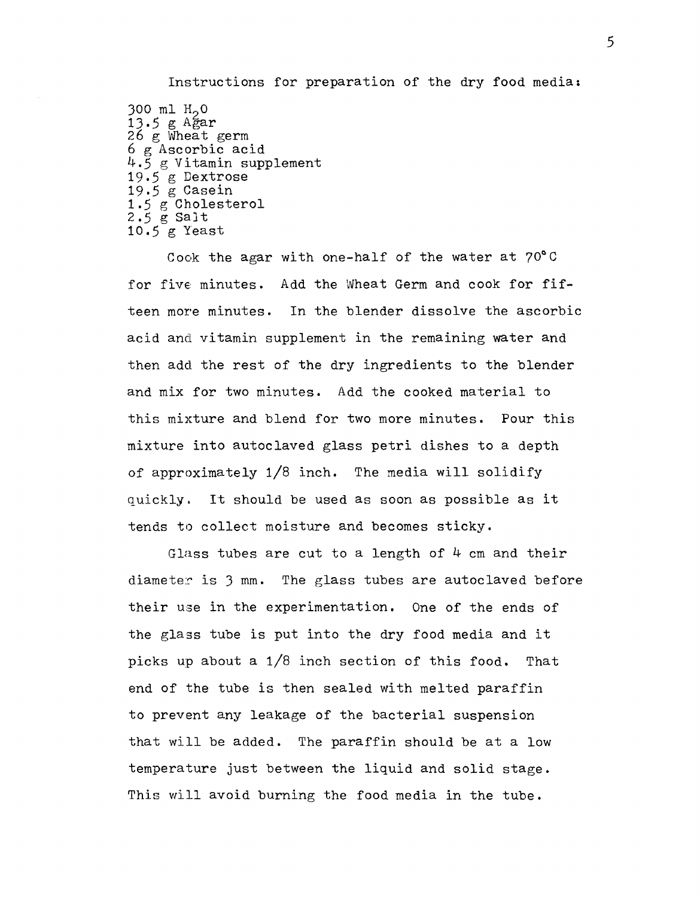Instructions for preparation of the dry food media:

300 ml $H_2O$  
13.5 g Agar  
26 g Wheat germ  
6 g Ascorbic acid  
4.5 g Vitamin supplement  
19.5 g Dextrose  
19.5 g Casein  
1.5 g Cholesterol  
2.5 g Salt  
10.5 g Yeast

Cook the agar with one-half of the water at 70°C for five minutes. Add the Wheat Germ and cook for fifteen more minutes. In the blender dissolve the ascorbic acid and vitamin supplement in the remaining water and then add the rest of the dry ingredients to the blender and mix for two minutes. Add the cooked material to this mixture and blend for two more minutes. Pour this mixture into autoclaved glass petri dishes to a depth of approximately 1/8 inch. The media will solidify quickly. It should be used as soon as possible as it tends to collect moisture and becomes sticky.

Glass tubes are cut to a length of 4 cm and their diameter is 3 mm. The glass tubes are autoclaved before their use in the experimentation. One of the ends of the glass tube is put into the dry food media and it picks up about a 1/8 inch section of this food. That end of the tube is then sealed with melted paraffin to prevent any leakage of the bacterial suspension that will be added. The paraffin should be at a low temperature just between the liquid and solid stage. This will avoid burning the food media in the tube.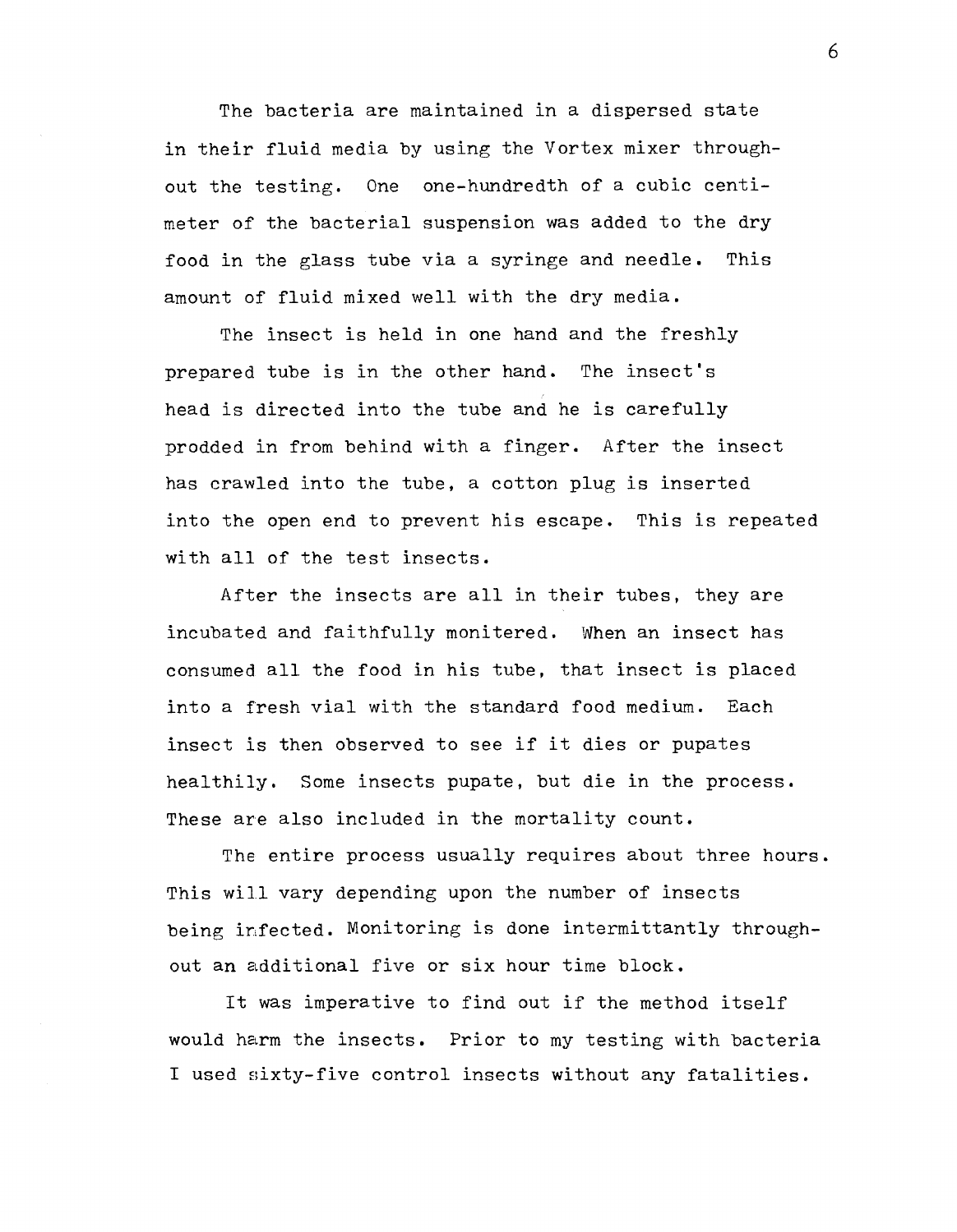The bacteria are maintained in a dispersed state in their fluid media by using the Vortex mixer throughout the testing. One one-hundredth of a cubic centimeter of the bacterial suspension was added to the dry food in the glass tube via a syringe and needle. This amount of fluid mixed well with the dry media.

The insect is held in one hand and the freshly prepared tube is in the other hand. The insect's head is directed into the tube and he is carefully prodded in from behind with a finger. After the insect has crawled into the tube, a cotton plug is inserted into the open end to prevent his escape. This is repeated with all of the test insects.

After the insects are all in their tubes, they are incubated and faithfully monitered. When an insect has consumed all the food in his tube, that insect is placed into a fresh vial with the standard food medium. Each insect is then observed to see if it dies or pupates healthily. Some insects pupate, but die in the process. These are also included in the mortality count.

The entire process usually requires about three hours. This will vary depending upon the number of insects being infected. Monitoring is done intermittantly throughout an additional five or six hour time block.

It was imperative to find out if the method itself would harm the insects. Prior to my testing with bacteria I used sixty-five control insects without any fatalities.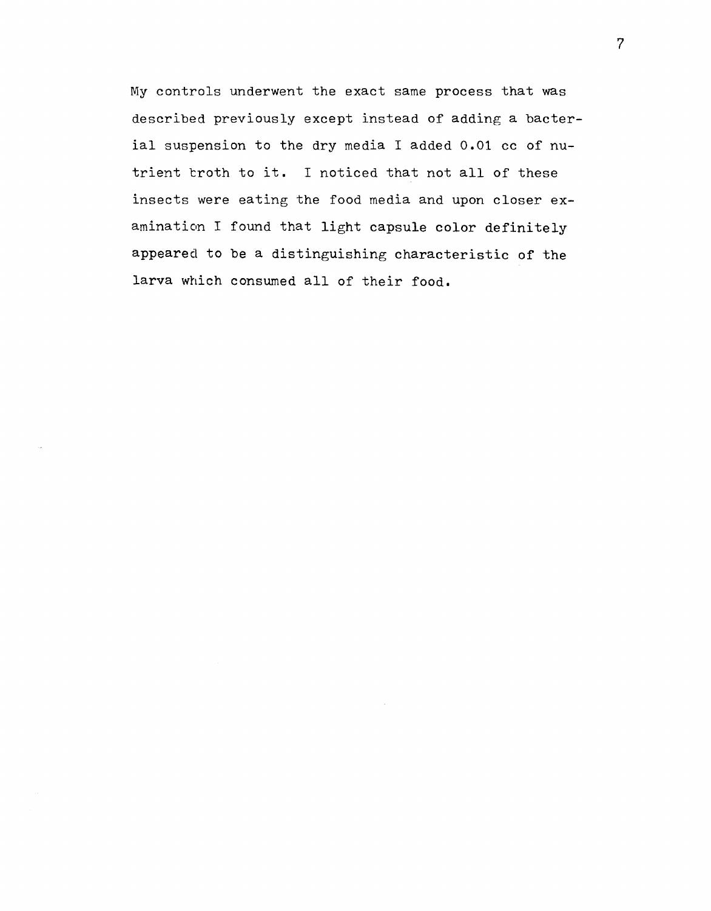My controls underwent the exact same process that was described previously except instead of adding a bacterial suspension to the dry media I added 0.01 cc of nutrient broth to it. I noticed that not all of these insects were eating the food media and upon closer examination I found that light capsule color definitely appeared to be a distinguishing characteristic of the larva which consumed all of their food.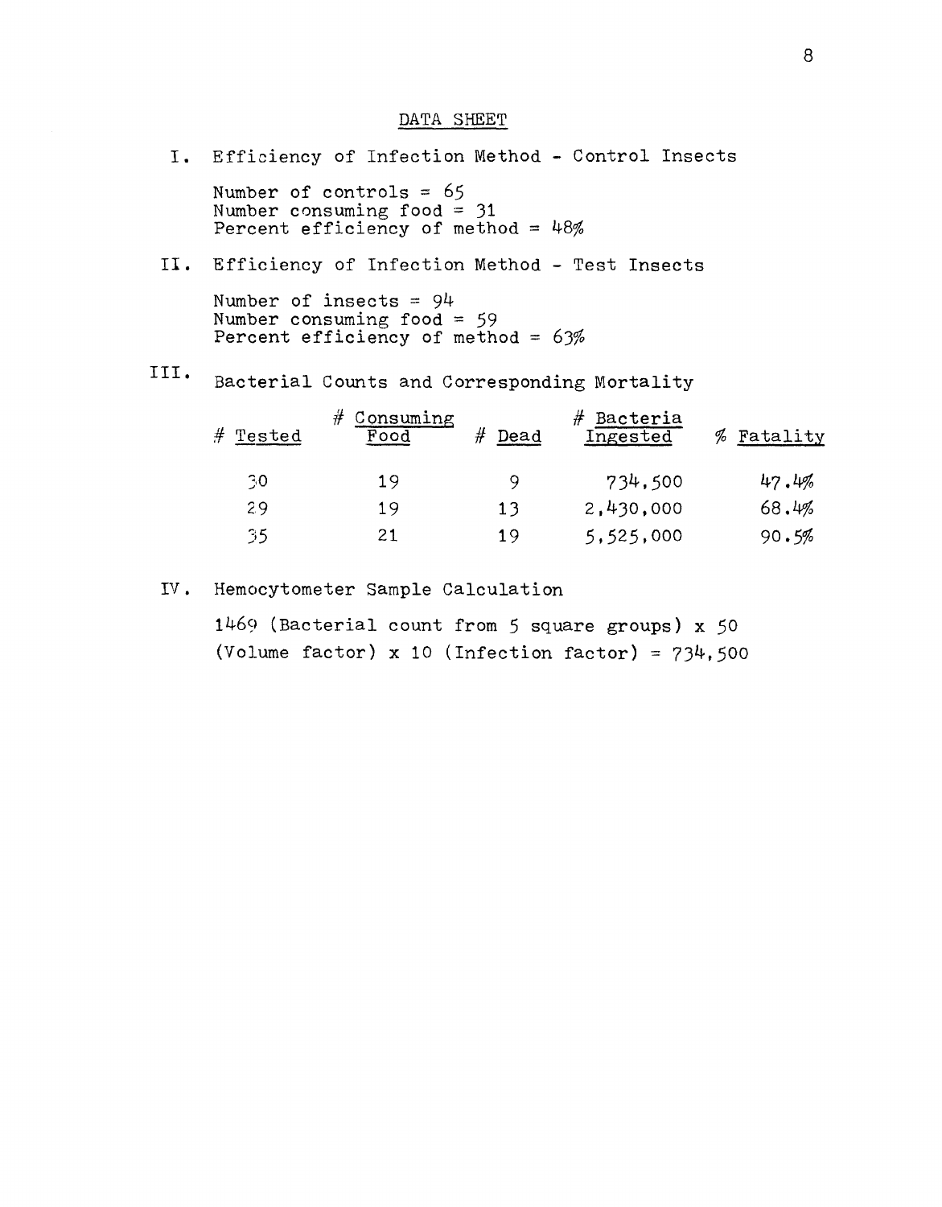## DATA SHEET

I. Efficiency of Infection Method - Control Insects

Number of controls = 65
Number consuming food = 31
Percent efficiency of method = 48%

II. Efficiency of Infection Method - Test Insects

Number of insects = 94
Number consuming food = 59
Percent efficiency of method = 63%

III. Bacterial Counts and Corresponding Mortality

| # Tested | # Consuming Food | # Dead | # Bacteria Ingested | % Fatality |
|---|---|---|---|---|
| 30 | 19 | 9 | 734,500 | 47.4% |
| 29 | 19 | 13 | 2,430,000 | 68.4% |
| 35 | 21 | 19 | 5,525,000 | 90.5% |

IV. Hemocytometer Sample Calculation

1469 (Bacterial count from 5 square groups) x 50 (Volume factor) x 10 (Infection factor) = 734,500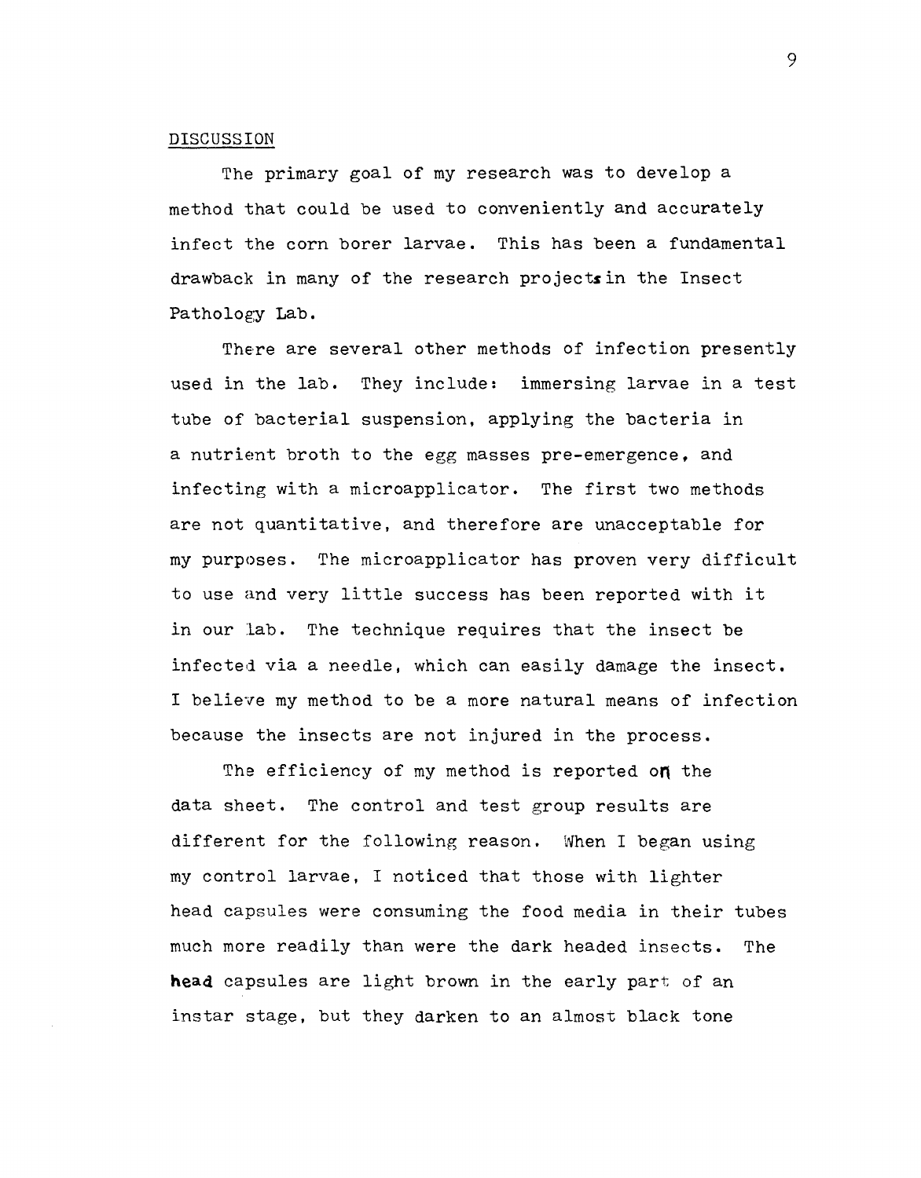DISCUSSION

The primary goal of my research was to develop a method that could be used to conveniently and accurately infect the corn borer larvae. This has been a fundamental drawback in many of the research projects in the Insect Pathology Lab.

There are several other methods of infection presently used in the lab. They include: immersing larvae in a test tube of bacterial suspension, applying the bacteria in a nutrient broth to the egg masses pre-emergence, and infecting with a microapplicator. The first two methods are not quantitative, and therefore are unacceptable for my purposes. The microapplicator has proven very difficult to use and very little success has been reported with it in our lab. The technique requires that the insect be infected via a needle, which can easily damage the insect. I believe my method to be a more natural means of infection because the insects are not injured in the process.

The efficiency of my method is reported on the data sheet. The control and test group results are different for the following reason. When I began using my control larvae, I noticed that those with lighter head capsules were consuming the food media in their tubes much more readily than were the dark headed insects. The head capsules are light brown in the early part of an instar stage, but they darken to an almost black tone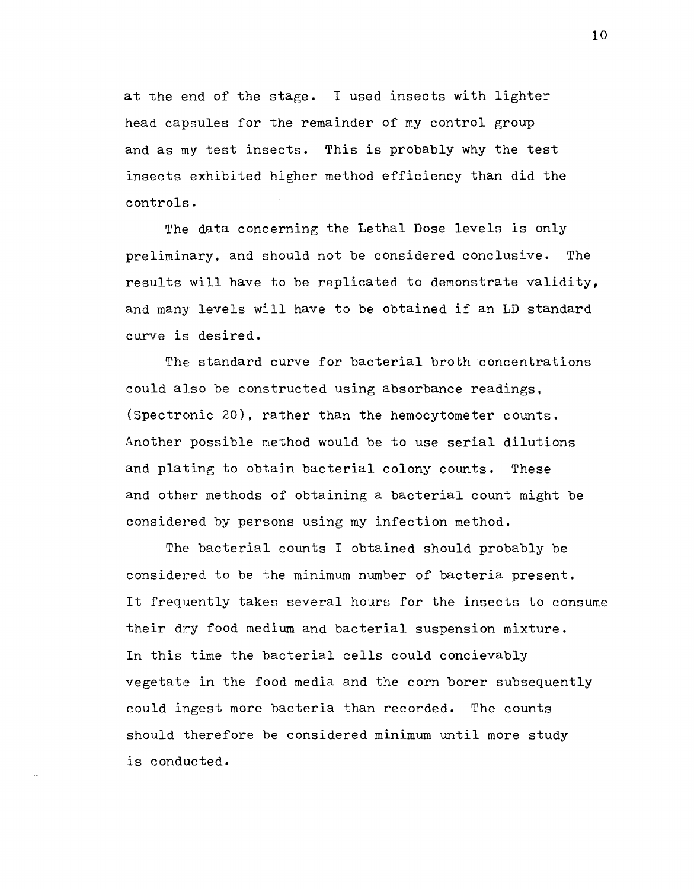at the end of the stage. I used insects with lighter head capsules for the remainder of my control group and as my test insects. This is probably why the test insects exhibited higher method efficiency than did the controls.

The data concerning the Lethal Dose levels is only preliminary, and should not be considered conclusive. The results will have to be replicated to demonstrate validity, and many levels will have to be obtained if an LD standard curve is desired.

The standard curve for bacterial broth concentrations could also be constructed using absorbance readings, (Spectronic 20), rather than the hemocytometer counts. Another possible method would be to use serial dilutions and plating to obtain bacterial colony counts. These and other methods of obtaining a bacterial count might be considered by persons using my infection method.

The bacterial counts I obtained should probably be considered to be the minimum number of bacteria present. It frequently takes several hours for the insects to consume their dry food medium and bacterial suspension mixture. In this time the bacterial cells could concievably vegetate in the food media and the corn borer subsequently could ingest more bacteria than recorded. The counts should therefore be considered minimum until more study is conducted.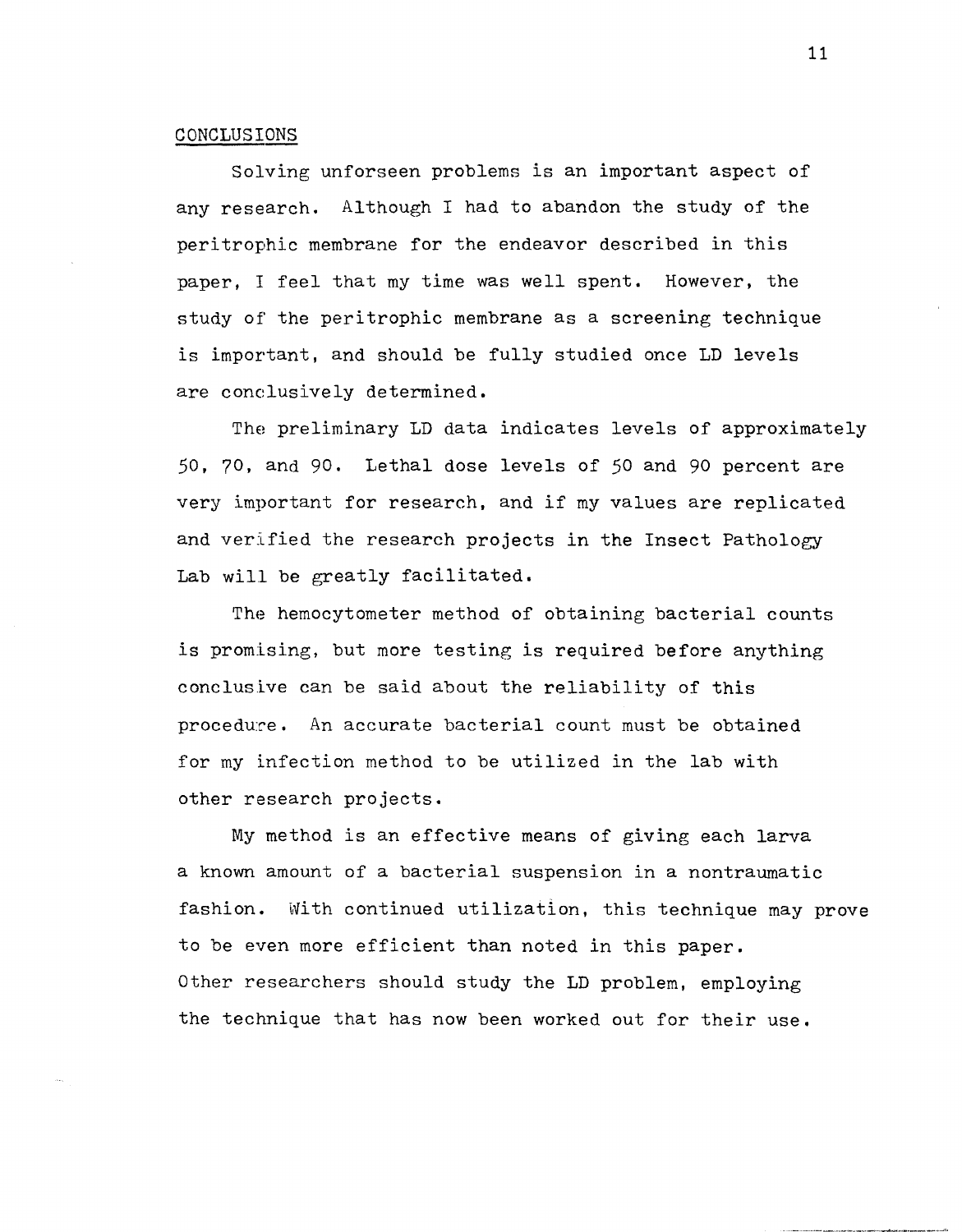## CONCLUSIONS

Solving unforseen problems is an important aspect of any research. Although I had to abandon the study of the peritrophic membrane for the endeavor described in this paper, I feel that my time was well spent. However, the study of the peritrophic membrane as a screening technique is important, and should be fully studied once LD levels are conclusively determined.

The preliminary LD data indicates levels of approximately 50, 70, and 90. Lethal dose levels of 50 and 90 percent are very important for research, and if my values are replicated and verified the research projects in the Insect Pathology Lab will be greatly facilitated.

The hemocytometer method of obtaining bacterial counts is promising, but more testing is required before anything conclusive can be said about the reliability of this procedure. An accurate bacterial count must be obtained for my infection method to be utilized in the lab with other research projects.

My method is an effective means of giving each larva a known amount of a bacterial suspension in a nontraumatic fashion. With continued utilization, this technique may prove to be even more efficient than noted in this paper. Other researchers should study the LD problem, employing the technique that has now been worked out for their use.